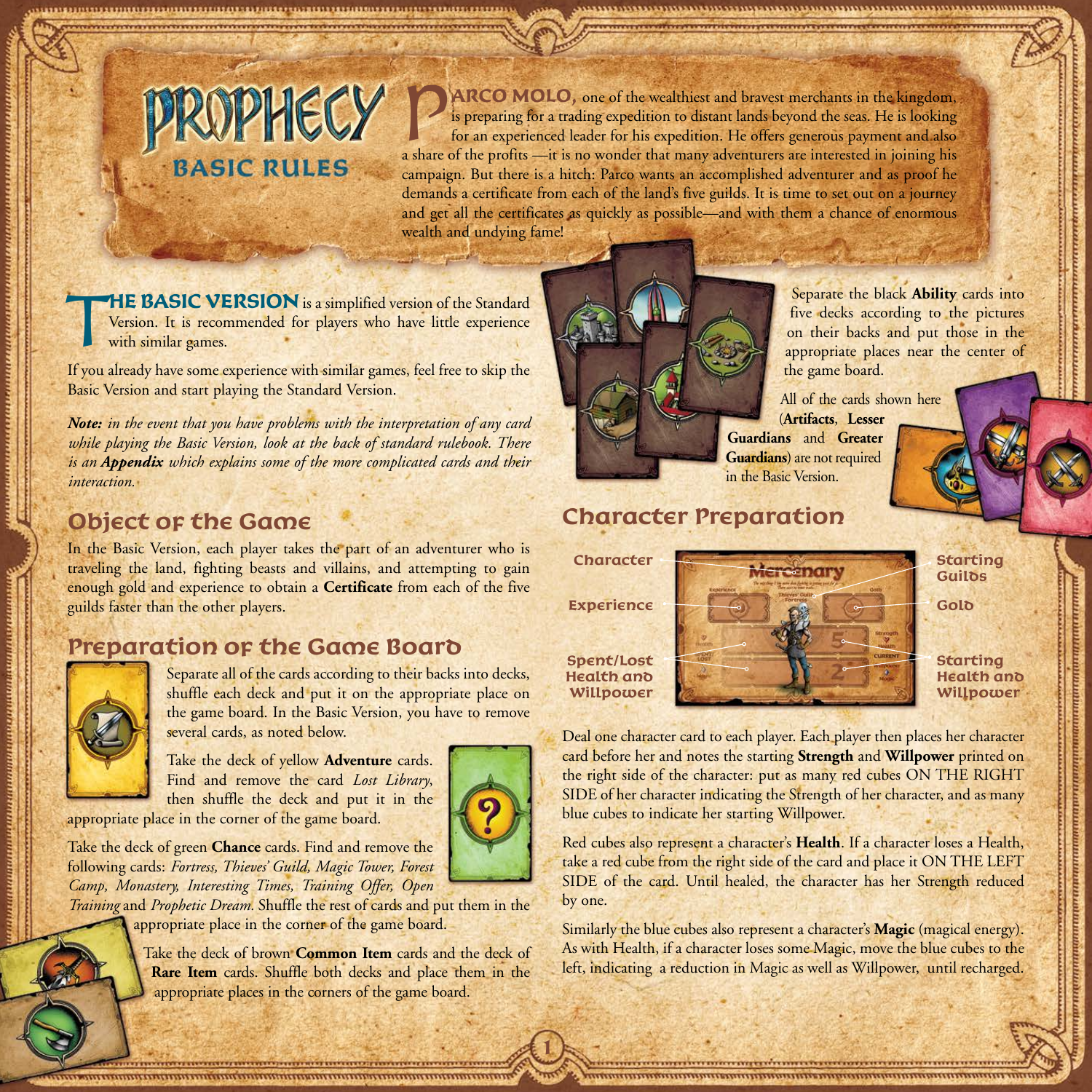# PROPHECY
## BASIC RULES

**PARCO MOLO**, one of the wealthiest and bravest merchants in the kingdom, is preparing for a trading expedition to distant lands beyond the seas. He is looking for an experienced leader for his expedition. He offers generous payment and also a share of the profits —it is no wonder that many adventurers are interested in joining his campaign. But there is a hitch: Parco wants an accomplished adventurer and as proof he demands a certificate from each of the land's five guilds. It is time to set out on a journey and get all the certificates as quickly as possible—and with them a chance of enormous wealth and undying fame!

**THE BASIC VERSION** is a simplified version of the Standard Version. It is recommended for players who have little experience with similar games.

If you already have some experience with similar games, feel free to skip the Basic Version and start playing the Standard Version.

***Note:*** *in the event that you have problems with the interpretation of any card while playing the Basic Version, look at the back of standard rulebook. There is an* ***Appendix*** *which explains some of the more complicated cards and their interaction.*

## Object of the Game

In the Basic Version, each player takes the part of an adventurer who is traveling the land, fighting beasts and villains, and attempting to gain enough gold and experience to obtain a **Certificate** from each of the five guilds faster than the other players.

## Preparation of the Game Board

Separate all of the cards according to their backs into decks, shuffle each deck and put it on the appropriate place on the game board. In the Basic Version, you have to remove several cards, as noted below.

Take the deck of yellow **Adventure** cards. Find and remove the card *Lost Library*, then shuffle the deck and put it in the appropriate place in the corner of the game board.

Take the deck of green **Chance** cards. Find and remove the following cards: *Fortress, Thieves' Guild, Magic Tower, Forest Camp, Monastery, Interesting Times, Training Offer, Open Training* and *Prophetic Dream.* Shuffle the rest of cards and put them in the appropriate place in the corner of the game board.

Take the deck of brown **Common Item** cards and the deck of **Rare Item** cards. Shuffle both decks and place them in the appropriate places in the corners of the game board.

Separate the black **Ability** cards into five decks according to the pictures on their backs and put those in the appropriate places near the center of the game board.

All of the cards shown here (**Artifacts**, **Lesser Guardians** and **Greater Guardians**) are not required in the Basic Version.

## Character Preparation

Character — Experience — Spent/Lost Health and Willpower — Starting Guilds — Gold — Starting Health and Willpower

Deal one character card to each player. Each player then places her character card before her and notes the starting **Strength** and **Willpower** printed on the right side of the character: put as many red cubes ON THE RIGHT SIDE of her character indicating the Strength of her character, and as many blue cubes to indicate her starting Willpower.

Red cubes also represent a character's **Health**. If a character loses a Health, take a red cube from the right side of the card and place it ON THE LEFT SIDE of the card. Until healed, the character has her Strength reduced by one.

Similarly the blue cubes also represent a character's **Magic** (magical energy). As with Health, if a character loses some Magic, move the blue cubes to the left, indicating a reduction in Magic as well as Willpower, until recharged.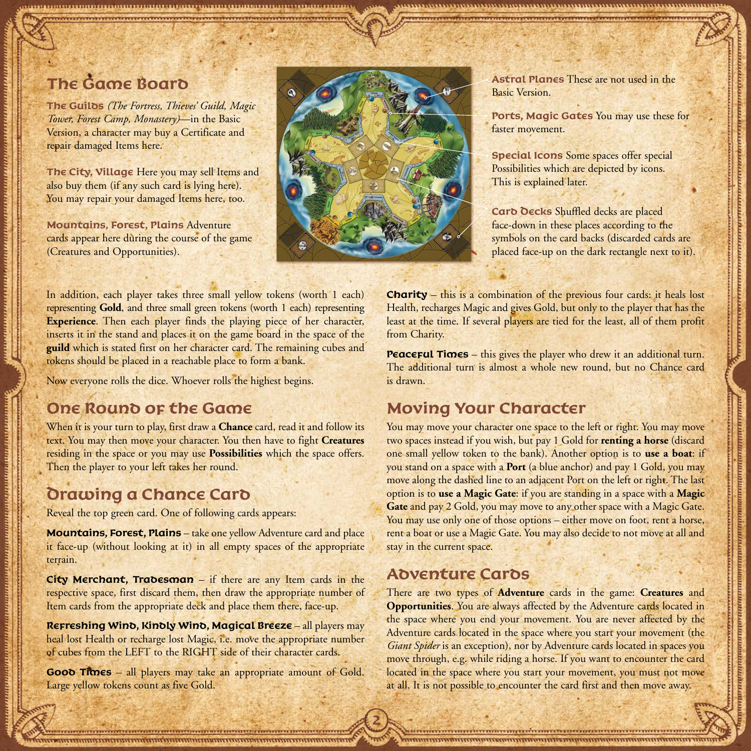## The Game Board

**The Guilds** *(The Fortress, Thieves' Guild, Magic Tower, Forest Camp, Monastery)*—in the Basic Version, a character may buy a Certificate and repair damaged Items here.

**The City, Village** Here you may sell Items and also buy them (if any such card is lying here). You may repair your damaged Items here, too.

**Mountains, Forest, Plains** Adventure cards appear here during the course of the game (Creatures and Opportunities).

**Astral Planes** These are not used in the Basic Version.

**Ports, Magic Gates** You may use these for faster movement.

**Special Icons** Some spaces offer special Possibilities which are depicted by icons. This is explained later.

**Card Decks** Shuffled decks are placed face-down in these places according to the symbols on the card backs (discarded cards are placed face-up on the dark rectangle next to it).

In addition, each player takes three small yellow tokens (worth 1 each) representing **Gold**, and three small green tokens (worth 1 each) representing **Experience**. Then each player finds the playing piece of her character, inserts it in the stand and places it on the game board in the space of the **guild** which is stated first on her character card. The remaining cubes and tokens should be placed in a reachable place to form a bank.

Now everyone rolls the dice. Whoever rolls the highest begins.

## One Round of the Game

When it is your turn to play, first draw a **Chance** card, read it and follow its text. You may then move your character. You then have to fight **Creatures** residing in the space or you may use **Possibilities** which the space offers. Then the player to your left takes her round.

## Drawing a Chance Card

Reveal the top green card. One of following cards appears:

**Mountains, Forest, Plains** – take one yellow Adventure card and place it face-up (without looking at it) in all empty spaces of the appropriate terrain.

**City Merchant, Tradesman** – if there are any Item cards in the respective space, first discard them, then draw the appropriate number of Item cards from the appropriate deck and place them there, face-up.

**Refreshing Wind, Kindly Wind, Magical Breeze** – all players may heal lost Health or recharge lost Magic, i.e. move the appropriate number of cubes from the LEFT to the RIGHT side of their character cards.

**Good Times** – all players may take an appropriate amount of Gold. Large yellow tokens count as five Gold.

**Charity** – this is a combination of the previous four cards: it heals lost Health, recharges Magic and gives Gold, but only to the player that has the least at the time. If several players are tied for the least, all of them profit from Charity.

**Peaceful Times** – this gives the player who drew it an additional turn. The additional turn is almost a whole new round, but no Chance card is drawn.

## Moving Your Character

You may move your character one space to the left or right. You may move two spaces instead if you wish, but pay 1 Gold for **renting a horse** (discard one small yellow token to the bank). Another option is to **use a boat**: if you stand on a space with a **Port** (a blue anchor) and pay 1 Gold, you may move along the dashed line to an adjacent Port on the left or right. The last option is to **use a Magic Gate**: if you are standing in a space with a **Magic Gate** and pay 2 Gold, you may move to any other space with a Magic Gate. You may use only one of those options – either move on foot, rent a horse, rent a boat or use a Magic Gate. You may also decide to not move at all and stay in the current space.

## Adventure Cards

There are two types of **Adventure** cards in the game: **Creatures** and **Opportunities**. You are always affected by the Adventure cards located in the space where you end your movement. You are never affected by the Adventure cards located in the space where you start your movement (the *Giant Spider* is an exception), nor by Adventure cards located in spaces you move through, e.g. while riding a horse. If you want to encounter the card located in the space where you start your movement, you must not move at all. It is not possible to encounter the card first and then move away.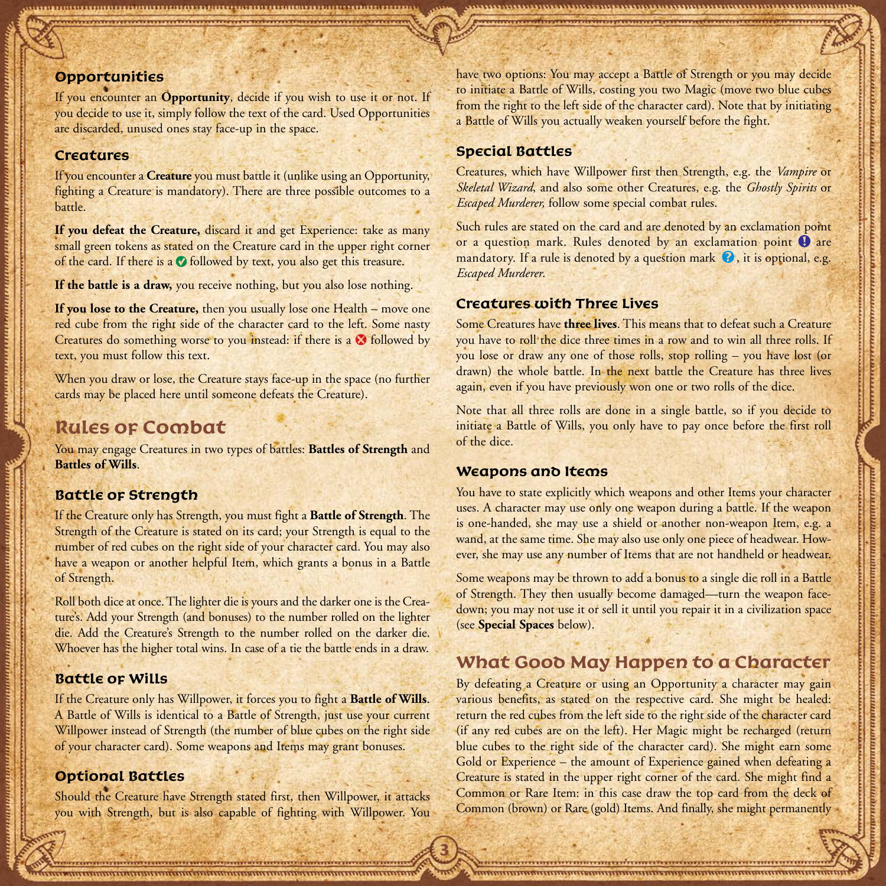### Opportunities

If you encounter an **Opportunity**, decide if you wish to use it or not. If you decide to use it, simply follow the text of the card. Used Opportunities are discarded, unused ones stay face-up in the space.

### Creatures

If you encounter a **Creature** you must battle it (unlike using an Opportunity, fighting a Creature is mandatory). There are three possible outcomes to a battle.

**If you defeat the Creature,** discard it and get Experience: take as many small green tokens as stated on the Creature card in the upper right corner of the card. If there is a ✅ followed by text, you also get this treasure.

**If the battle is a draw,** you receive nothing, but you also lose nothing.

**If you lose to the Creature,** then you usually lose one Health – move one red cube from the right side of the character card to the left. Some nasty Creatures do something worse to you instead: if there is a ❌ followed by text, you must follow this text.

When you draw or lose, the Creature stays face-up in the space (no further cards may be placed here until someone defeats the Creature).

## Rules of Combat

You may engage Creatures in two types of battles: **Battles of Strength** and **Battles of Wills**.

### Battle of Strength

If the Creature only has Strength, you must fight a **Battle of Strength**. The Strength of the Creature is stated on its card; your Strength is equal to the number of red cubes on the right side of your character card. You may also have a weapon or another helpful Item, which grants a bonus in a Battle of Strength.

Roll both dice at once. The lighter die is yours and the darker one is the Creature's. Add your Strength (and bonuses) to the number rolled on the lighter die. Add the Creature's Strength to the number rolled on the darker die. Whoever has the higher total wins. In case of a tie the battle ends in a draw.

### Battle of Wills

If the Creature only has Willpower, it forces you to fight a **Battle of Wills**. A Battle of Wills is identical to a Battle of Strength, just use your current Willpower instead of Strength (the number of blue cubes on the right side of your character card). Some weapons and Items may grant bonuses.

### Optional Battles

Should the Creature have Strength stated first, then Willpower, it attacks you with Strength, but is also capable of fighting with Willpower. You have two options: You may accept a Battle of Strength or you may decide to initiate a Battle of Wills, costing you two Magic (move two blue cubes from the right to the left side of the character card). Note that by initiating a Battle of Wills you actually weaken yourself before the fight.

### Special Battles

Creatures, which have Willpower first then Strength, e.g. the *Vampire* or *Skeletal Wizard*, and also some other Creatures, e.g. the *Ghostly Spirits* or *Escaped Murderer,* follow some special combat rules.

Such rules are stated on the card and are denoted by an exclamation point or a question mark. Rules denoted by an exclamation point ❗ are mandatory. If a rule is denoted by a question mark ❓, it is optional, e.g. *Escaped Murderer.*

### Creatures with Three Lives

Some Creatures have **three lives**. This means that to defeat such a Creature you have to roll the dice three times in a row and to win all three rolls. If you lose or draw any one of those rolls, stop rolling – you have lost (or drawn) the whole battle. In the next battle the Creature has three lives again, even if you have previously won one or two rolls of the dice.

Note that all three rolls are done in a single battle, so if you decide to initiate a Battle of Wills, you only have to pay once before the first roll of the dice.

### Weapons and Items

You have to state explicitly which weapons and other Items your character uses. A character may use only one weapon during a battle. If the weapon is one-handed, she may use a shield or another non-weapon Item, e.g. a wand, at the same time. She may also use only one piece of headwear. However, she may use any number of Items that are not handheld or headwear.

Some weapons may be thrown to add a bonus to a single die roll in a Battle of Strength. They then usually become damaged—turn the weapon face-down; you may not use it or sell it until you repair it in a civilization space (see **Special Spaces** below).

## What Good May Happen to a Character

By defeating a Creature or using an Opportunity a character may gain various benefits, as stated on the respective card. She might be healed: return the red cubes from the left side to the right side of the character card (if any red cubes are on the left). Her Magic might be recharged (return blue cubes to the right side of the character card). She might earn some Gold or Experience – the amount of Experience gained when defeating a Creature is stated in the upper right corner of the card. She might find a Common or Rare Item: in this case draw the top card from the deck of Common (brown) or Rare (gold) Items. And finally, she might permanently